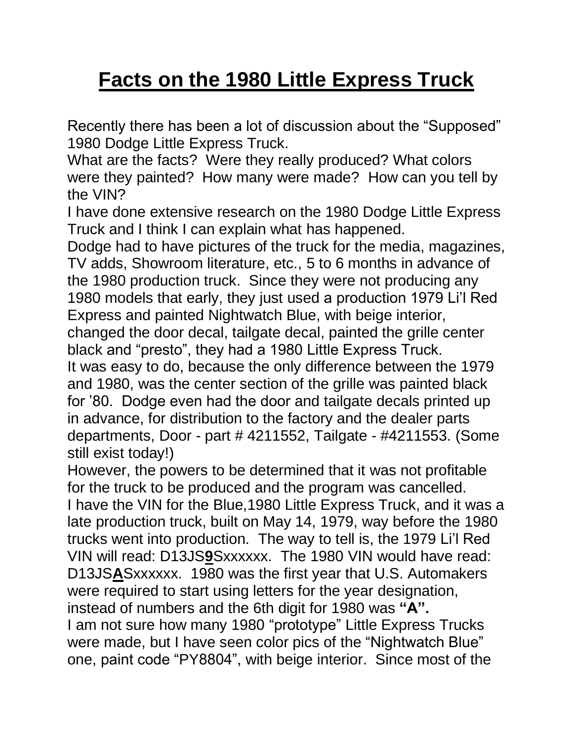# **Facts on the 1980 Little Express Truck**

Recently there has been a lot of discussion about the "Supposed" 1980 Dodge Little Express Truck.

What are the facts? Were they really produced? What colors were they painted? How many were made? How can you tell by the VIN?

I have done extensive research on the 1980 Dodge Little Express Truck and I think I can explain what has happened.

Dodge had to have pictures of the truck for the media, magazines, TV adds, Showroom literature, etc., 5 to 6 months in advance of the 1980 production truck. Since they were not producing any 1980 models that early, they just used a production 1979 Li'l Red Express and painted Nightwatch Blue, with beige interior, changed the door decal, tailgate decal, painted the grille center black and "presto", they had a 1980 Little Express Truck.

It was easy to do, because the only difference between the 1979 and 1980, was the center section of the grille was painted black for '80. Dodge even had the door and tailgate decals printed up in advance, for distribution to the factory and the dealer parts departments, Door - part # 4211552, Tailgate - #4211553. (Some still exist today!)

However, the powers to be determined that it was not profitable for the truck to be produced and the program was cancelled.

I have the VIN for the Blue,1980 Little Express Truck, and it was a late production truck, built on May 14, 1979, way before the 1980 trucks went into production. The way to tell is, the 1979 Li'l Red VIN will read: D13JS**9**Sxxxxxx. The 1980 VIN would have read: D13JS**A**Sxxxxxx. 1980 was the first year that U.S. Automakers were required to start using letters for the year designation, instead of numbers and the 6th digit for 1980 was **"A".**

I am not sure how many 1980 "prototype" Little Express Trucks were made, but I have seen color pics of the "Nightwatch Blue" one, paint code "PY8804", with beige interior. Since most of the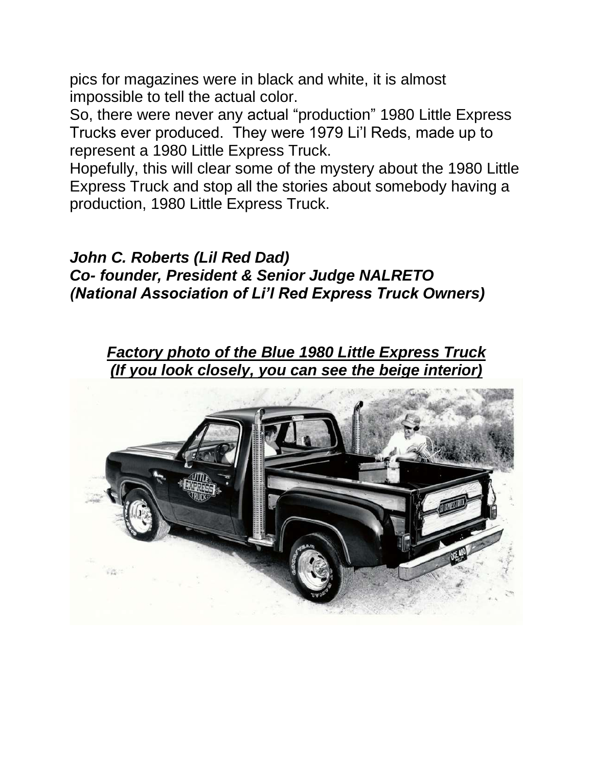pics for magazines were in black and white, it is almost impossible to tell the actual color.

So, there were never any actual "production" 1980 Little Express Trucks ever produced. They were 1979 Li'l Reds, made up to represent a 1980 Little Express Truck.

Hopefully, this will clear some of the mystery about the 1980 Little Express Truck and stop all the stories about somebody having a production, 1980 Little Express Truck.

***John C. Roberts (Lil Red Dad)***
***Co- founder, President & Senior Judge NALRETO***
***(National Association of Li'l Red Express Truck Owners)***

***Factory photo of the Blue 1980 Little Express Truck***
***(If you look closely, you can see the beige interior)***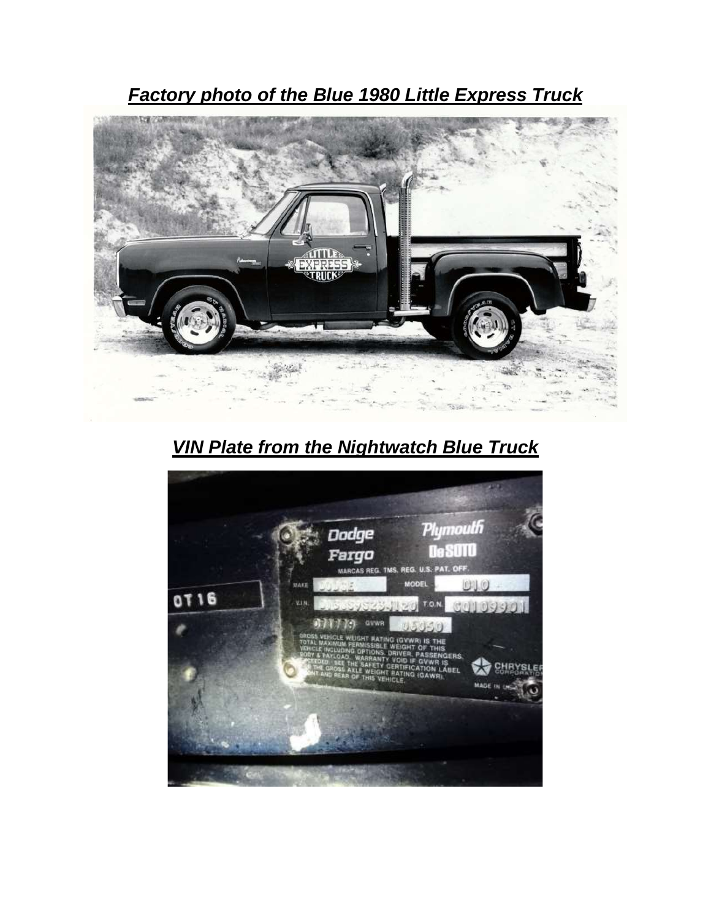***Factory photo of the Blue 1980 Little Express Truck***

***VIN Plate from the Nightwatch Blue Truck***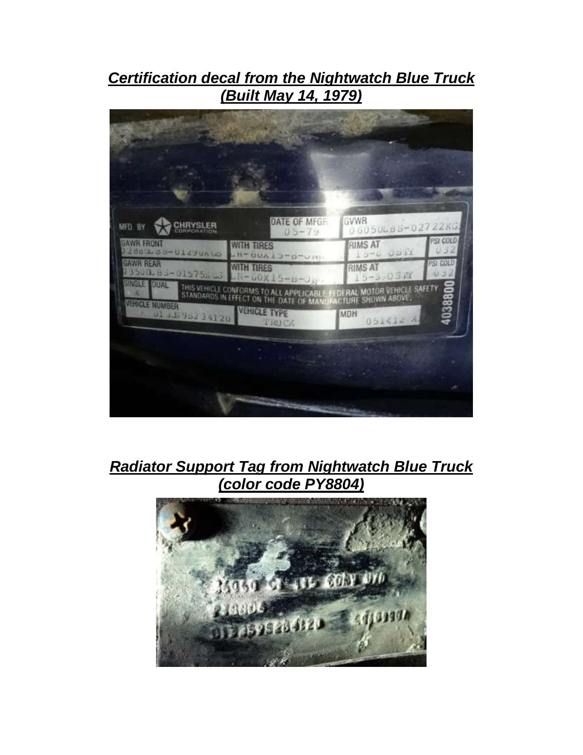***Certification decal from the Nightwatch Blue Truck (Built May 14, 1979)***

***Radiator Support Tag from Nightwatch Blue Truck (color code PY8804)***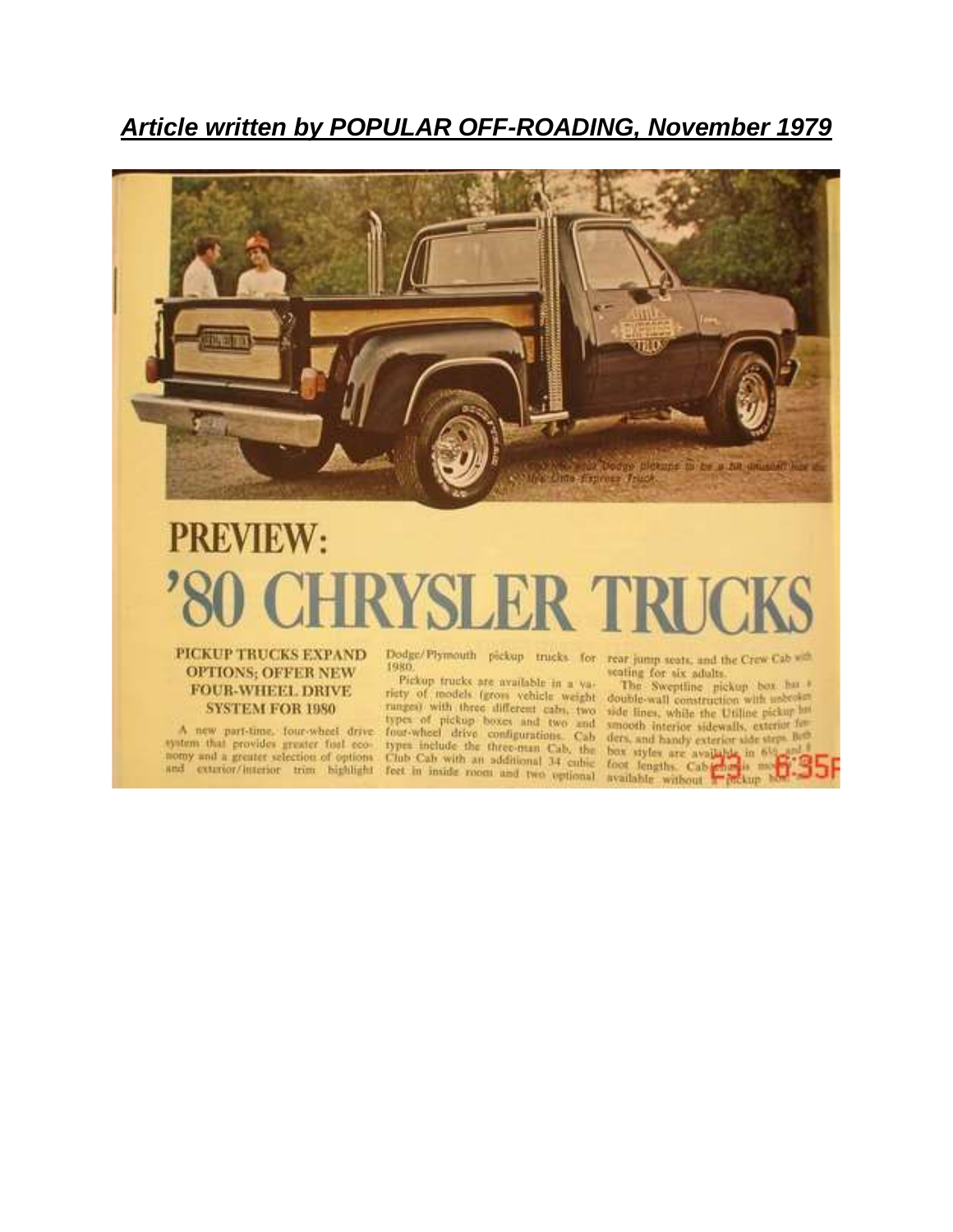***Article written by POPULAR OFF-ROADING, November 1979***

If you want your Dodge pickups to be a bit unusual, how about the Little Express Truck.

# PREVIEW: '80 CHRYSLER TRUCKS

### PICKUP TRUCKS EXPAND OPTIONS; OFFER NEW FOUR-WHEEL DRIVE SYSTEM FOR 1980

A new part-time, four-wheel drive system that provides greater fuel economy and a greater selection of options and exterior/interior trim highlight Dodge/Plymouth pickup trucks for 1980.

Pickup trucks are available in a variety of models (gross vehicle weight ranges) with three different cabs, two types of pickup boxes and two and four-wheel drive configurations. Cab types include the three-man Cab, the Club Cab with an additional 34 cubic feet in inside room and two optional rear jump seats, and the Crew Cab with seating for six adults.

The Sweptline pickup box has a double-wall construction with unbroken side lines, while the Utiline pickup has smooth interior sidewalls, exterior fenders, and handy exterior side steps. Both box styles are available in 6½ and 8 foot lengths. Cab ... is ... available without ... pickup box ...